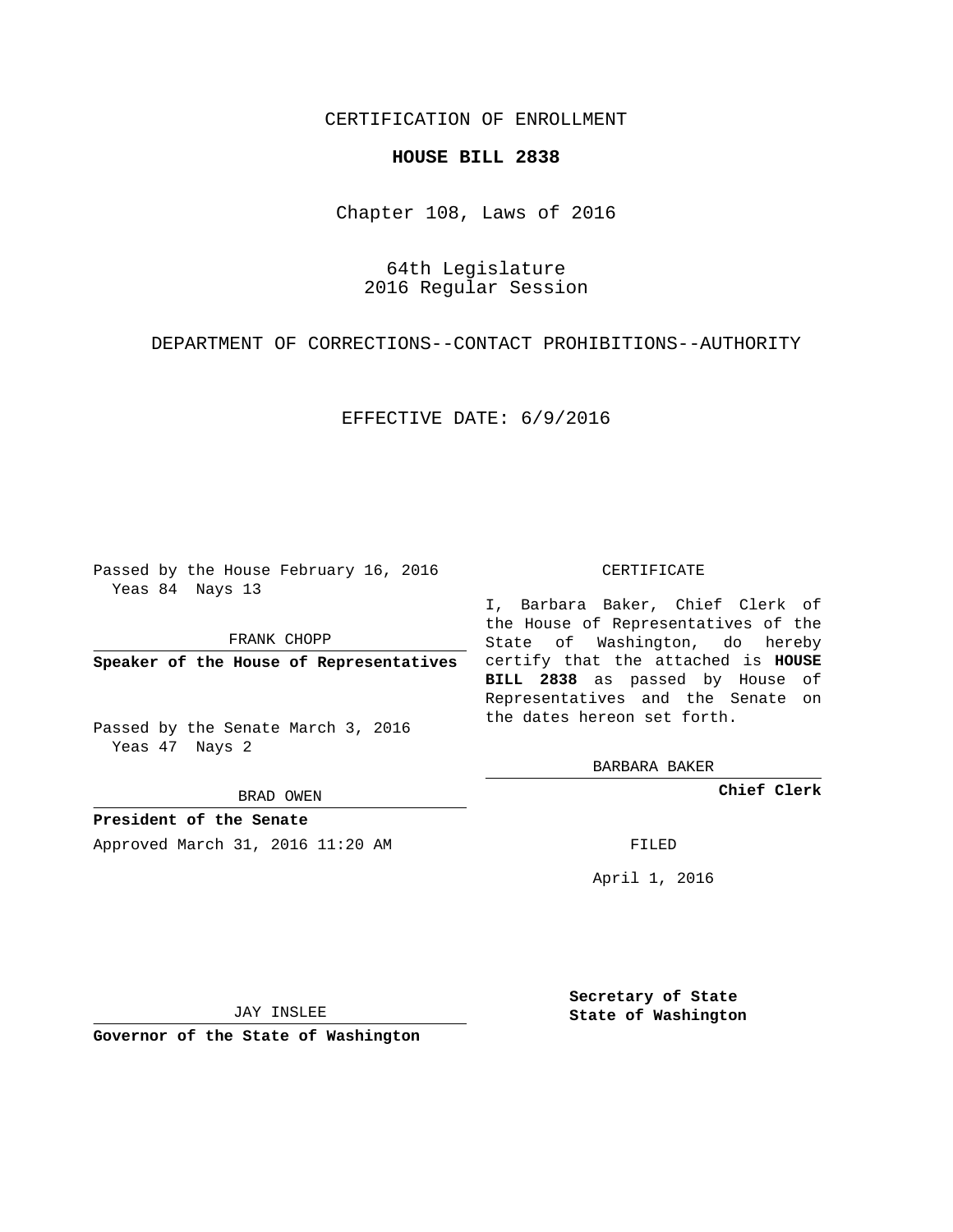CERTIFICATION OF ENROLLMENT

**HOUSE BILL 2838**

Chapter 108, Laws of 2016

64th Legislature
2016 Regular Session

DEPARTMENT OF CORRECTIONS--CONTACT PROHIBITIONS--AUTHORITY

EFFECTIVE DATE: 6/9/2016

Passed by the House February 16, 2016
Yeas 84 Nays 13

FRANK CHOPP

**Speaker of the House of Representatives**

Passed by the Senate March 3, 2016
Yeas 47 Nays 2

BRAD OWEN

**President of the Senate**

Approved March 31, 2016 11:20 AM

JAY INSLEE

**Governor of the State of Washington**

CERTIFICATE

I, Barbara Baker, Chief Clerk of the House of Representatives of the State of Washington, do hereby certify that the attached is **HOUSE BILL 2838** as passed by House of Representatives and the Senate on the dates hereon set forth.

BARBARA BAKER

**Chief Clerk**

FILED

April 1, 2016

**Secretary of State**
**State of Washington**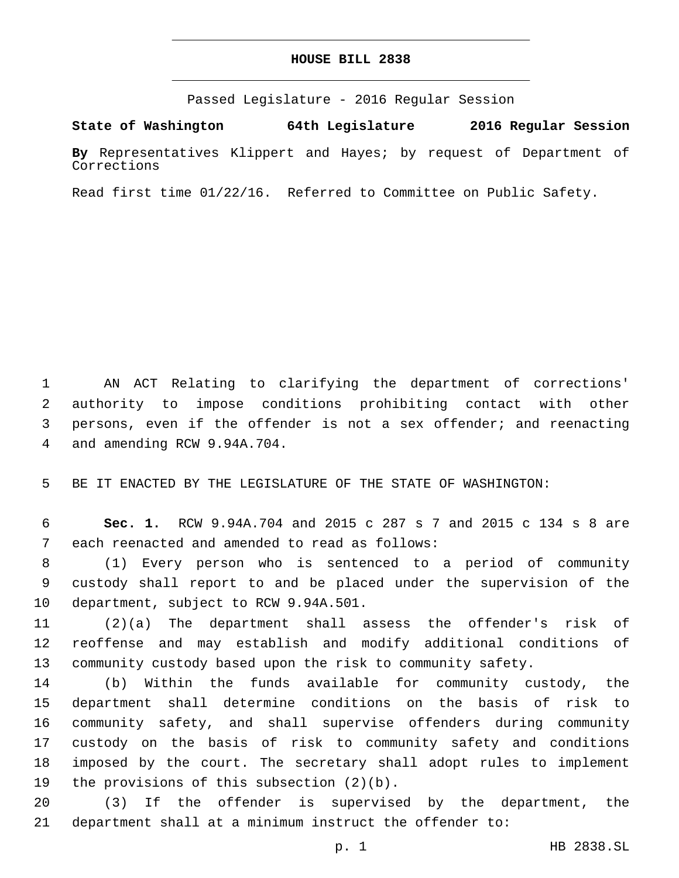# HOUSE BILL 2838

Passed Legislature - 2016 Regular Session

**State of Washington 64th Legislature 2016 Regular Session**

**By** Representatives Klippert and Hayes; by request of Department of Corrections

Read first time 01/22/16. Referred to Committee on Public Safety.

AN ACT Relating to clarifying the department of corrections' authority to impose conditions prohibiting contact with other persons, even if the offender is not a sex offender; and reenacting and amending RCW 9.94A.704.

BE IT ENACTED BY THE LEGISLATURE OF THE STATE OF WASHINGTON:

**Sec. 1.** RCW 9.94A.704 and 2015 c 287 s 7 and 2015 c 134 s 8 are each reenacted and amended to read as follows:

(1) Every person who is sentenced to a period of community custody shall report to and be placed under the supervision of the department, subject to RCW 9.94A.501.

(2)(a) The department shall assess the offender's risk of reoffense and may establish and modify additional conditions of community custody based upon the risk to community safety.

(b) Within the funds available for community custody, the department shall determine conditions on the basis of risk to community safety, and shall supervise offenders during community custody on the basis of risk to community safety and conditions imposed by the court. The secretary shall adopt rules to implement the provisions of this subsection (2)(b).

(3) If the offender is supervised by the department, the department shall at a minimum instruct the offender to: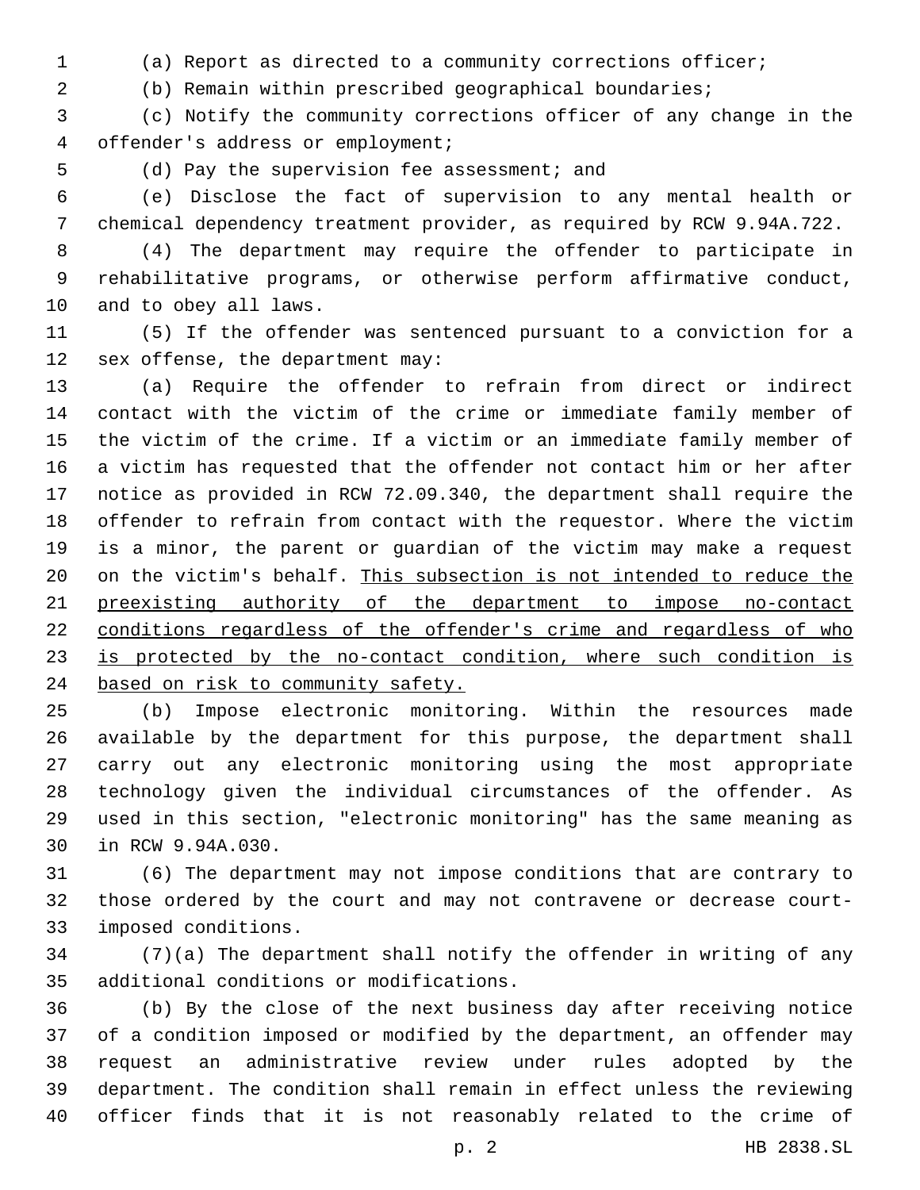(a) Report as directed to a community corrections officer;

(b) Remain within prescribed geographical boundaries;

(c) Notify the community corrections officer of any change in the offender's address or employment;

(d) Pay the supervision fee assessment; and

(e) Disclose the fact of supervision to any mental health or chemical dependency treatment provider, as required by RCW 9.94A.722.

(4) The department may require the offender to participate in rehabilitative programs, or otherwise perform affirmative conduct, and to obey all laws.

(5) If the offender was sentenced pursuant to a conviction for a sex offense, the department may:

(a) Require the offender to refrain from direct or indirect contact with the victim of the crime or immediate family member of the victim of the crime. If a victim or an immediate family member of a victim has requested that the offender not contact him or her after notice as provided in RCW 72.09.340, the department shall require the offender to refrain from contact with the requestor. Where the victim is a minor, the parent or guardian of the victim may make a request on the victim's behalf. <u>This subsection is not intended to reduce the preexisting authority of the department to impose no-contact conditions regardless of the offender's crime and regardless of who is protected by the no-contact condition, where such condition is based on risk to community safety.</u>

(b) Impose electronic monitoring. Within the resources made available by the department for this purpose, the department shall carry out any electronic monitoring using the most appropriate technology given the individual circumstances of the offender. As used in this section, "electronic monitoring" has the same meaning as in RCW 9.94A.030.

(6) The department may not impose conditions that are contrary to those ordered by the court and may not contravene or decrease court-imposed conditions.

(7)(a) The department shall notify the offender in writing of any additional conditions or modifications.

(b) By the close of the next business day after receiving notice of a condition imposed or modified by the department, an offender may request an administrative review under rules adopted by the department. The condition shall remain in effect unless the reviewing officer finds that it is not reasonably related to the crime of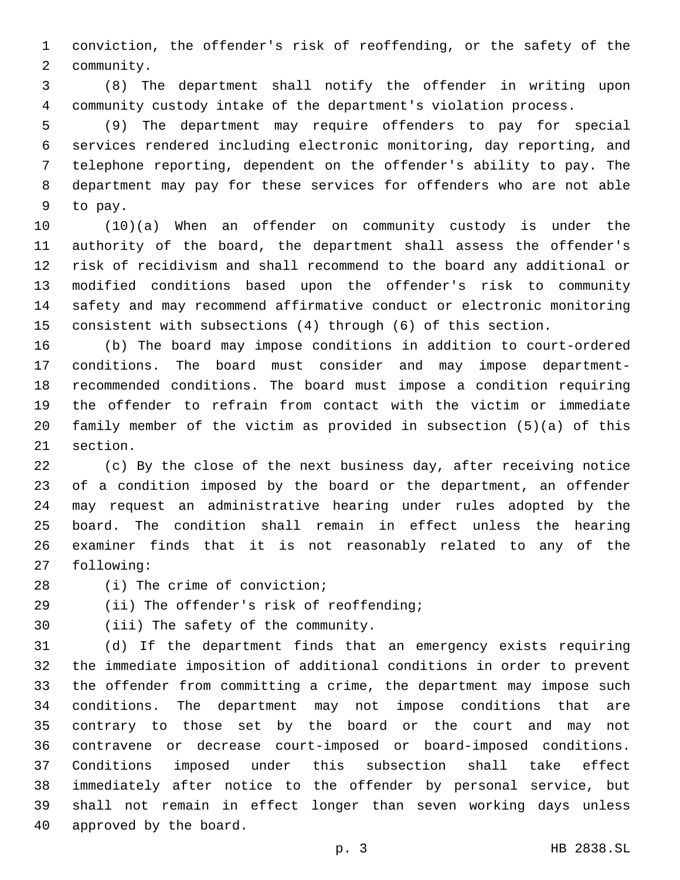conviction, the offender's risk of reoffending, or the safety of the community.

(8) The department shall notify the offender in writing upon community custody intake of the department's violation process.

(9) The department may require offenders to pay for special services rendered including electronic monitoring, day reporting, and telephone reporting, dependent on the offender's ability to pay. The department may pay for these services for offenders who are not able to pay.

(10)(a) When an offender on community custody is under the authority of the board, the department shall assess the offender's risk of recidivism and shall recommend to the board any additional or modified conditions based upon the offender's risk to community safety and may recommend affirmative conduct or electronic monitoring consistent with subsections (4) through (6) of this section.

(b) The board may impose conditions in addition to court-ordered conditions. The board must consider and may impose department-recommended conditions. The board must impose a condition requiring the offender to refrain from contact with the victim or immediate family member of the victim as provided in subsection (5)(a) of this section.

(c) By the close of the next business day, after receiving notice of a condition imposed by the board or the department, an offender may request an administrative hearing under rules adopted by the board. The condition shall remain in effect unless the hearing examiner finds that it is not reasonably related to any of the following:

(i) The crime of conviction;

(ii) The offender's risk of reoffending;

(iii) The safety of the community.

(d) If the department finds that an emergency exists requiring the immediate imposition of additional conditions in order to prevent the offender from committing a crime, the department may impose such conditions. The department may not impose conditions that are contrary to those set by the board or the court and may not contravene or decrease court-imposed or board-imposed conditions. Conditions imposed under this subsection shall take effect immediately after notice to the offender by personal service, but shall not remain in effect longer than seven working days unless approved by the board.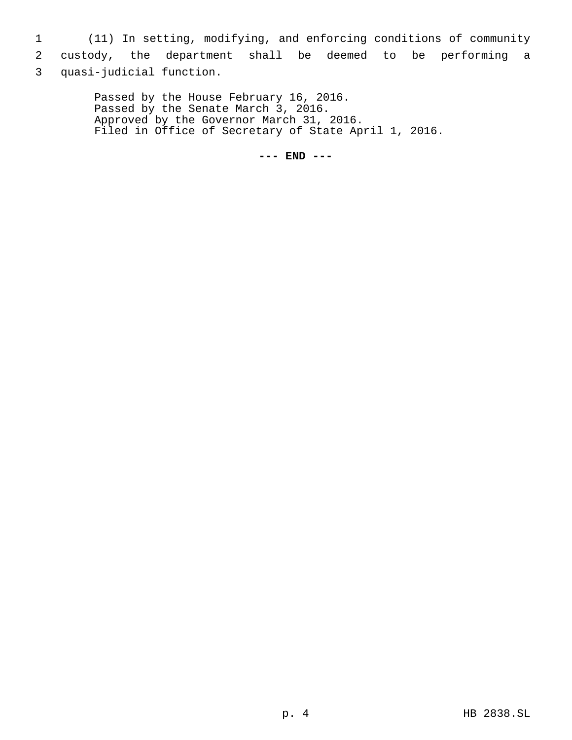(11) In setting, modifying, and enforcing conditions of community custody, the department shall be deemed to be performing a quasi-judicial function.

Passed by the House February 16, 2016.
Passed by the Senate March 3, 2016.
Approved by the Governor March 31, 2016.
Filed in Office of Secretary of State April 1, 2016.

**--- END ---**